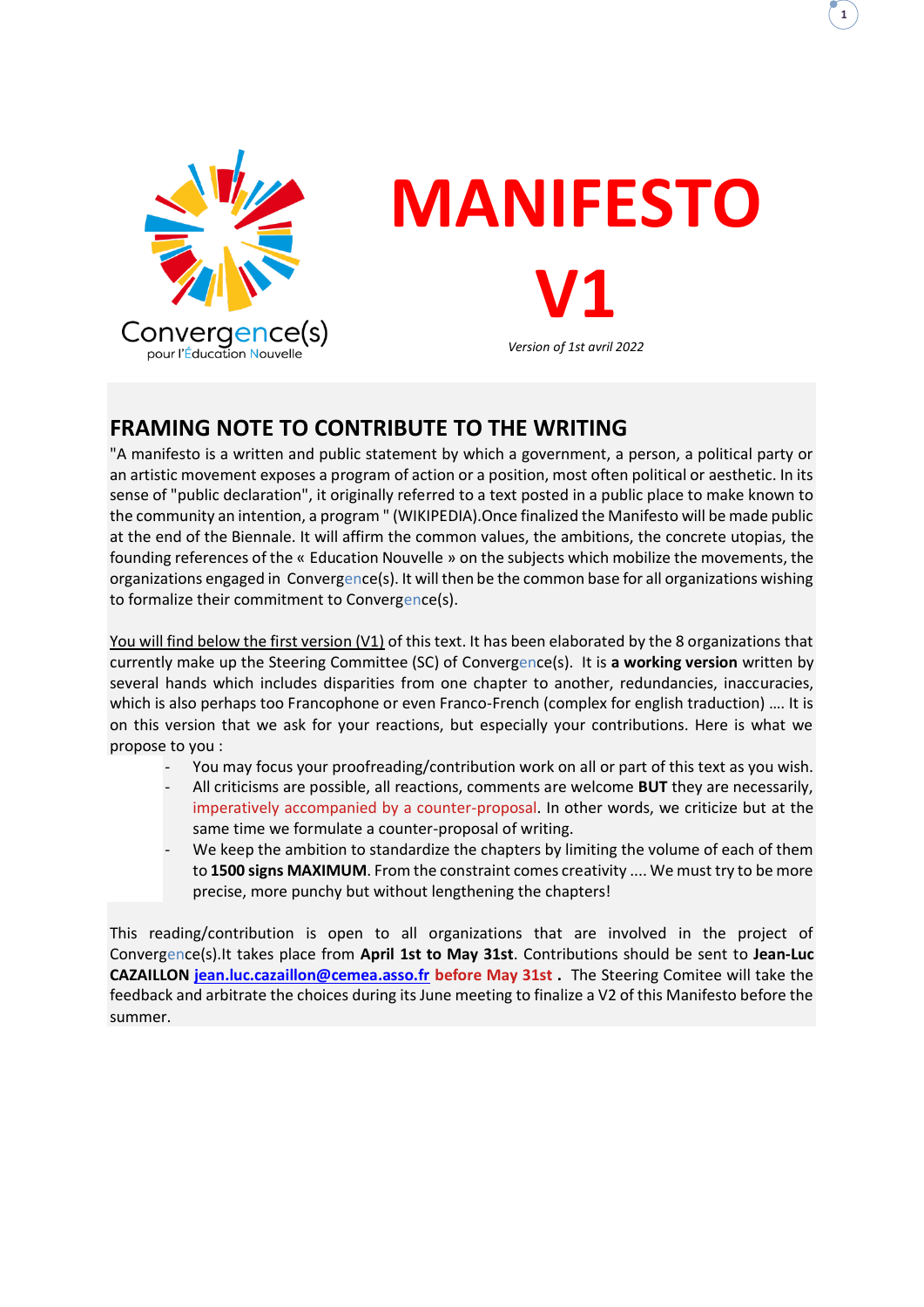Convergence(s)
pour l'Éducation Nouvelle

# MANIFESTO

# V1

*Version of 1st avril 2022*

## FRAMING NOTE TO CONTRIBUTE TO THE WRITING

"A manifesto is a written and public statement by which a government, a person, a political party or an artistic movement exposes a program of action or a position, most often political or aesthetic. In its sense of "public declaration", it originally referred to a text posted in a public place to make known to the community an intention, a program " (WIKIPEDIA).Once finalized the Manifesto will be made public at the end of the Biennale. It will affirm the common values, the ambitions, the concrete utopias, the founding references of the « Education Nouvelle » on the subjects which mobilize the movements, the organizations engaged in Convergence(s). It will then be the common base for all organizations wishing to formalize their commitment to Convergence(s).

You will find below the first version (V1) of this text. It has been elaborated by the 8 organizations that currently make up the Steering Committee (SC) of Convergence(s). It is **a working version** written by several hands which includes disparities from one chapter to another, redundancies, inaccuracies, which is also perhaps too Francophone or even Franco-French (complex for english traduction) …. It is on this version that we ask for your reactions, but especially your contributions. Here is what we propose to you :

- You may focus your proofreading/contribution work on all or part of this text as you wish.
- All criticisms are possible, all reactions, comments are welcome **BUT** they are necessarily, imperatively accompanied by a counter-proposal. In other words, we criticize but at the same time we formulate a counter-proposal of writing.
- We keep the ambition to standardize the chapters by limiting the volume of each of them to **1500 signs MAXIMUM**. From the constraint comes creativity .... We must try to be more precise, more punchy but without lengthening the chapters!

This reading/contribution is open to all organizations that are involved in the project of Convergence(s).It takes place from **April 1st to May 31st**. Contributions should be sent to **Jean-Luc CAZAILLON** jean.luc.cazaillon@cemea.asso.fr **before May 31st** . The Steering Comitee will take the feedback and arbitrate the choices during its June meeting to finalize a V2 of this Manifesto before the summer.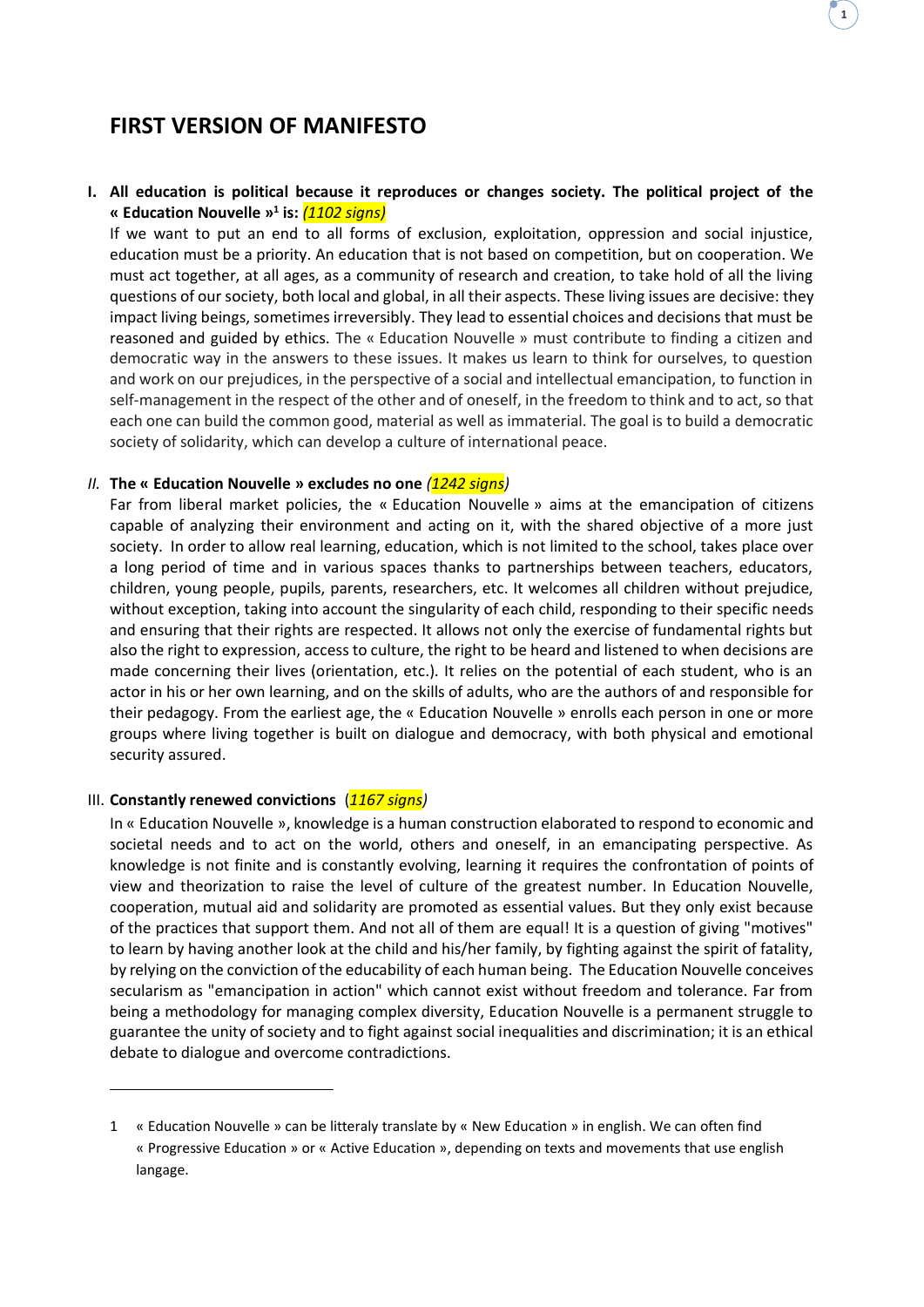# FIRST VERSION OF MANIFESTO

**I. All education is political because it reproduces or changes society. The political project of the « Education Nouvelle »[1] is:** *(1102 signs)*

If we want to put an end to all forms of exclusion, exploitation, oppression and social injustice, education must be a priority. An education that is not based on competition, but on cooperation. We must act together, at all ages, as a community of research and creation, to take hold of all the living questions of our society, both local and global, in all their aspects. These living issues are decisive: they impact living beings, sometimes irreversibly. They lead to essential choices and decisions that must be reasoned and guided by ethics. The « Education Nouvelle » must contribute to finding a citizen and democratic way in the answers to these issues. It makes us learn to think for ourselves, to question and work on our prejudices, in the perspective of a social and intellectual emancipation, to function in self-management in the respect of the other and of oneself, in the freedom to think and to act, so that each one can build the common good, material as well as immaterial. The goal is to build a democratic society of solidarity, which can develop a culture of international peace.

***II.* The « Education Nouvelle » excludes no one** *(1242 signs)*

Far from liberal market policies, the « Education Nouvelle » aims at the emancipation of citizens capable of analyzing their environment and acting on it, with the shared objective of a more just society. In order to allow real learning, education, which is not limited to the school, takes place over a long period of time and in various spaces thanks to partnerships between teachers, educators, children, young people, pupils, parents, researchers, etc. It welcomes all children without prejudice, without exception, taking into account the singularity of each child, responding to their specific needs and ensuring that their rights are respected. It allows not only the exercise of fundamental rights but also the right to expression, access to culture, the right to be heard and listened to when decisions are made concerning their lives (orientation, etc.). It relies on the potential of each student, who is an actor in his or her own learning, and on the skills of adults, who are the authors of and responsible for their pedagogy. From the earliest age, the « Education Nouvelle » enrolls each person in one or more groups where living together is built on dialogue and democracy, with both physical and emotional security assured.

**III. Constantly renewed convictions** (*1167 signs*)

In « Education Nouvelle », knowledge is a human construction elaborated to respond to economic and societal needs and to act on the world, others and oneself, in an emancipating perspective. As knowledge is not finite and is constantly evolving, learning it requires the confrontation of points of view and theorization to raise the level of culture of the greatest number. In Education Nouvelle, cooperation, mutual aid and solidarity are promoted as essential values. But they only exist because of the practices that support them. And not all of them are equal! It is a question of giving "motives" to learn by having another look at the child and his/her family, by fighting against the spirit of fatality, by relying on the conviction of the educability of each human being. The Education Nouvelle conceives secularism as "emancipation in action" which cannot exist without freedom and tolerance. Far from being a methodology for managing complex diversity, Education Nouvelle is a permanent struggle to guarantee the unity of society and to fight against social inequalities and discrimination; it is an ethical debate to dialogue and overcome contradictions.

---

1 « Education Nouvelle » can be litteraly translate by « New Education » in english. We can often find « Progressive Education » or « Active Education », depending on texts and movements that use english langage.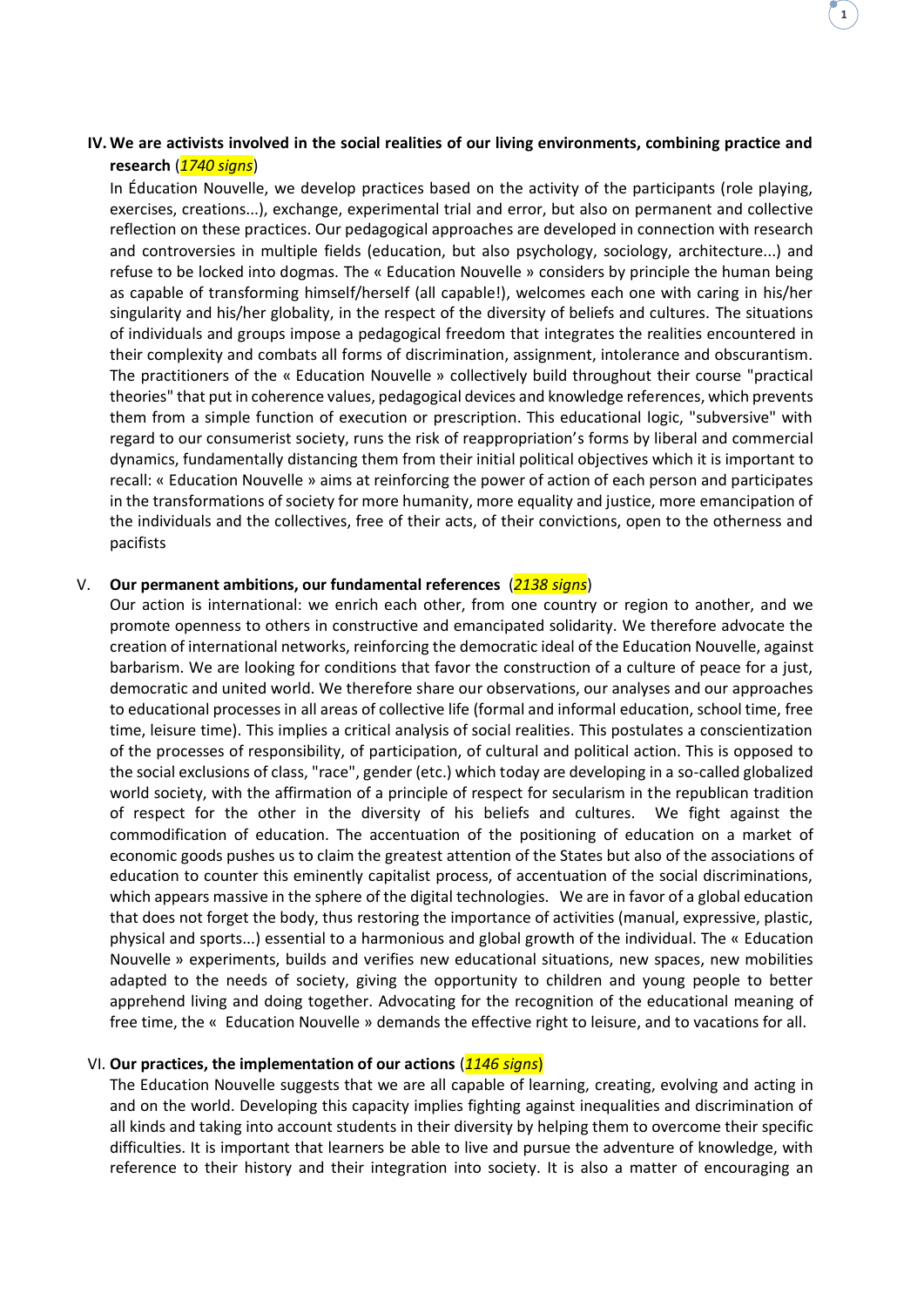## IV. We are activists involved in the social realities of our living environments, combining practice and research (*1740 signs*)

In Éducation Nouvelle, we develop practices based on the activity of the participants (role playing, exercises, creations...), exchange, experimental trial and error, but also on permanent and collective reflection on these practices. Our pedagogical approaches are developed in connection with research and controversies in multiple fields (education, but also psychology, sociology, architecture...) and refuse to be locked into dogmas. The « Education Nouvelle » considers by principle the human being as capable of transforming himself/herself (all capable!), welcomes each one with caring in his/her singularity and his/her globality, in the respect of the diversity of beliefs and cultures. The situations of individuals and groups impose a pedagogical freedom that integrates the realities encountered in their complexity and combats all forms of discrimination, assignment, intolerance and obscurantism. The practitioners of the « Education Nouvelle » collectively build throughout their course "practical theories" that put in coherence values, pedagogical devices and knowledge references, which prevents them from a simple function of execution or prescription. This educational logic, "subversive" with regard to our consumerist society, runs the risk of reappropriation's forms by liberal and commercial dynamics, fundamentally distancing them from their initial political objectives which it is important to recall: « Education Nouvelle » aims at reinforcing the power of action of each person and participates in the transformations of society for more humanity, more equality and justice, more emancipation of the individuals and the collectives, free of their acts, of their convictions, open to the otherness and pacifists

## V. Our permanent ambitions, our fundamental references (*2138 signs*)

Our action is international: we enrich each other, from one country or region to another, and we promote openness to others in constructive and emancipated solidarity. We therefore advocate the creation of international networks, reinforcing the democratic ideal of the Education Nouvelle, against barbarism. We are looking for conditions that favor the construction of a culture of peace for a just, democratic and united world. We therefore share our observations, our analyses and our approaches to educational processes in all areas of collective life (formal and informal education, school time, free time, leisure time). This implies a critical analysis of social realities. This postulates a conscientization of the processes of responsibility, of participation, of cultural and political action. This is opposed to the social exclusions of class, "race", gender (etc.) which today are developing in a so-called globalized world society, with the affirmation of a principle of respect for secularism in the republican tradition of respect for the other in the diversity of his beliefs and cultures. We fight against the commodification of education. The accentuation of the positioning of education on a market of economic goods pushes us to claim the greatest attention of the States but also of the associations of education to counter this eminently capitalist process, of accentuation of the social discriminations, which appears massive in the sphere of the digital technologies. We are in favor of a global education that does not forget the body, thus restoring the importance of activities (manual, expressive, plastic, physical and sports...) essential to a harmonious and global growth of the individual. The « Education Nouvelle » experiments, builds and verifies new educational situations, new spaces, new mobilities adapted to the needs of society, giving the opportunity to children and young people to better apprehend living and doing together. Advocating for the recognition of the educational meaning of free time, the « Education Nouvelle » demands the effective right to leisure, and to vacations for all.

## VI. Our practices, the implementation of our actions (*1146 signs*)

The Education Nouvelle suggests that we are all capable of learning, creating, evolving and acting in and on the world. Developing this capacity implies fighting against inequalities and discrimination of all kinds and taking into account students in their diversity by helping them to overcome their specific difficulties. It is important that learners be able to live and pursue the adventure of knowledge, with reference to their history and their integration into society. It is also a matter of encouraging an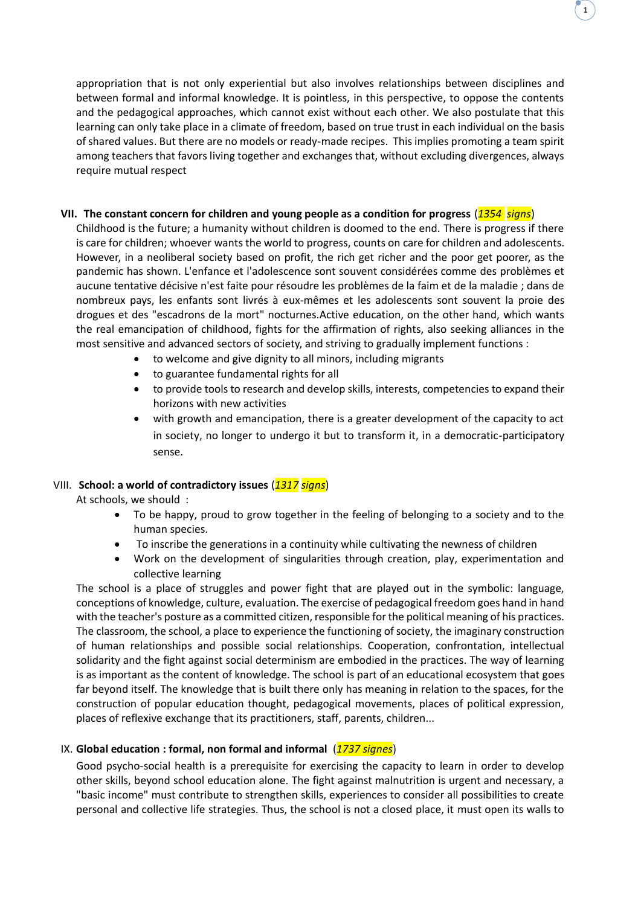appropriation that is not only experiential but also involves relationships between disciplines and between formal and informal knowledge. It is pointless, in this perspective, to oppose the contents and the pedagogical approaches, which cannot exist without each other. We also postulate that this learning can only take place in a climate of freedom, based on true trust in each individual on the basis of shared values. But there are no models or ready-made recipes. This implies promoting a team spirit among teachers that favors living together and exchanges that, without excluding divergences, always require mutual respect

## VII. The constant concern for children and young people as a condition for progress (*1354 signs*)

Childhood is the future; a humanity without children is doomed to the end. There is progress if there is care for children; whoever wants the world to progress, counts on care for children and adolescents. However, in a neoliberal society based on profit, the rich get richer and the poor get poorer, as the pandemic has shown. L'enfance et l'adolescence sont souvent considérées comme des problèmes et aucune tentative décisive n'est faite pour résoudre les problèmes de la faim et de la maladie ; dans de nombreux pays, les enfants sont livrés à eux-mêmes et les adolescents sont souvent la proie des drogues et des "escadrons de la mort" nocturnes.Active education, on the other hand, which wants the real emancipation of childhood, fights for the affirmation of rights, also seeking alliances in the most sensitive and advanced sectors of society, and striving to gradually implement functions :

- to welcome and give dignity to all minors, including migrants
- to guarantee fundamental rights for all
- to provide tools to research and develop skills, interests, competencies to expand their horizons with new activities
- with growth and emancipation, there is a greater development of the capacity to act in society, no longer to undergo it but to transform it, in a democratic-participatory sense.

## VIII. School: a world of contradictory issues (*1317 signs*)

At schools, we should :

- To be happy, proud to grow together in the feeling of belonging to a society and to the human species.
- To inscribe the generations in a continuity while cultivating the newness of children
- Work on the development of singularities through creation, play, experimentation and collective learning

The school is a place of struggles and power fight that are played out in the symbolic: language, conceptions of knowledge, culture, evaluation. The exercise of pedagogical freedom goes hand in hand with the teacher's posture as a committed citizen, responsible for the political meaning of his practices. The classroom, the school, a place to experience the functioning of society, the imaginary construction of human relationships and possible social relationships. Cooperation, confrontation, intellectual solidarity and the fight against social determinism are embodied in the practices. The way of learning is as important as the content of knowledge. The school is part of an educational ecosystem that goes far beyond itself. The knowledge that is built there only has meaning in relation to the spaces, for the construction of popular education thought, pedagogical movements, places of political expression, places of reflexive exchange that its practitioners, staff, parents, children...

## IX. Global education : formal, non formal and informal (*1737 signes*)

Good psycho-social health is a prerequisite for exercising the capacity to learn in order to develop other skills, beyond school education alone. The fight against malnutrition is urgent and necessary, a "basic income" must contribute to strengthen skills, experiences to consider all possibilities to create personal and collective life strategies. Thus, the school is not a closed place, it must open its walls to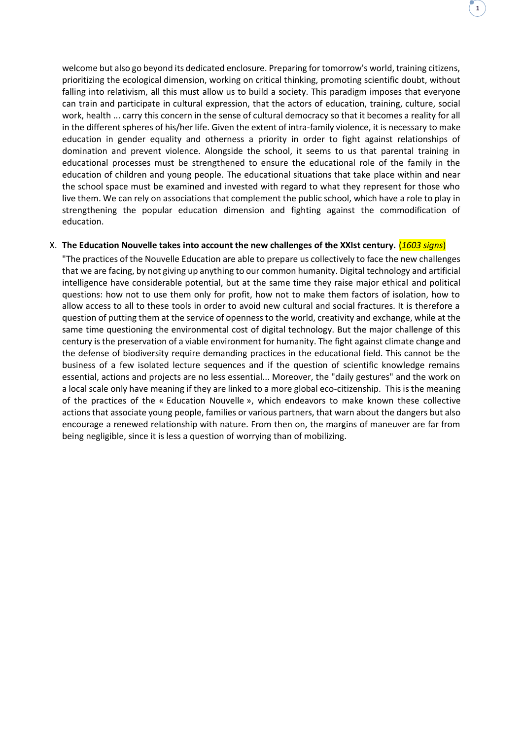welcome but also go beyond its dedicated enclosure. Preparing for tomorrow's world, training citizens, prioritizing the ecological dimension, working on critical thinking, promoting scientific doubt, without falling into relativism, all this must allow us to build a society. This paradigm imposes that everyone can train and participate in cultural expression, that the actors of education, training, culture, social work, health ... carry this concern in the sense of cultural democracy so that it becomes a reality for all in the different spheres of his/her life. Given the extent of intra-family violence, it is necessary to make education in gender equality and otherness a priority in order to fight against relationships of domination and prevent violence. Alongside the school, it seems to us that parental training in educational processes must be strengthened to ensure the educational role of the family in the education of children and young people. The educational situations that take place within and near the school space must be examined and invested with regard to what they represent for those who live them. We can rely on associations that complement the public school, which have a role to play in strengthening the popular education dimension and fighting against the commodification of education.

## X. The Education Nouvelle takes into account the new challenges of the XXIst century. (*1603 signs*)

"The practices of the Nouvelle Education are able to prepare us collectively to face the new challenges that we are facing, by not giving up anything to our common humanity. Digital technology and artificial intelligence have considerable potential, but at the same time they raise major ethical and political questions: how not to use them only for profit, how not to make them factors of isolation, how to allow access to all to these tools in order to avoid new cultural and social fractures. It is therefore a question of putting them at the service of openness to the world, creativity and exchange, while at the same time questioning the environmental cost of digital technology. But the major challenge of this century is the preservation of a viable environment for humanity. The fight against climate change and the defense of biodiversity require demanding practices in the educational field. This cannot be the business of a few isolated lecture sequences and if the question of scientific knowledge remains essential, actions and projects are no less essential... Moreover, the "daily gestures" and the work on a local scale only have meaning if they are linked to a more global eco-citizenship. This is the meaning of the practices of the « Education Nouvelle », which endeavors to make known these collective actions that associate young people, families or various partners, that warn about the dangers but also encourage a renewed relationship with nature. From then on, the margins of maneuver are far from being negligible, since it is less a question of worrying than of mobilizing.